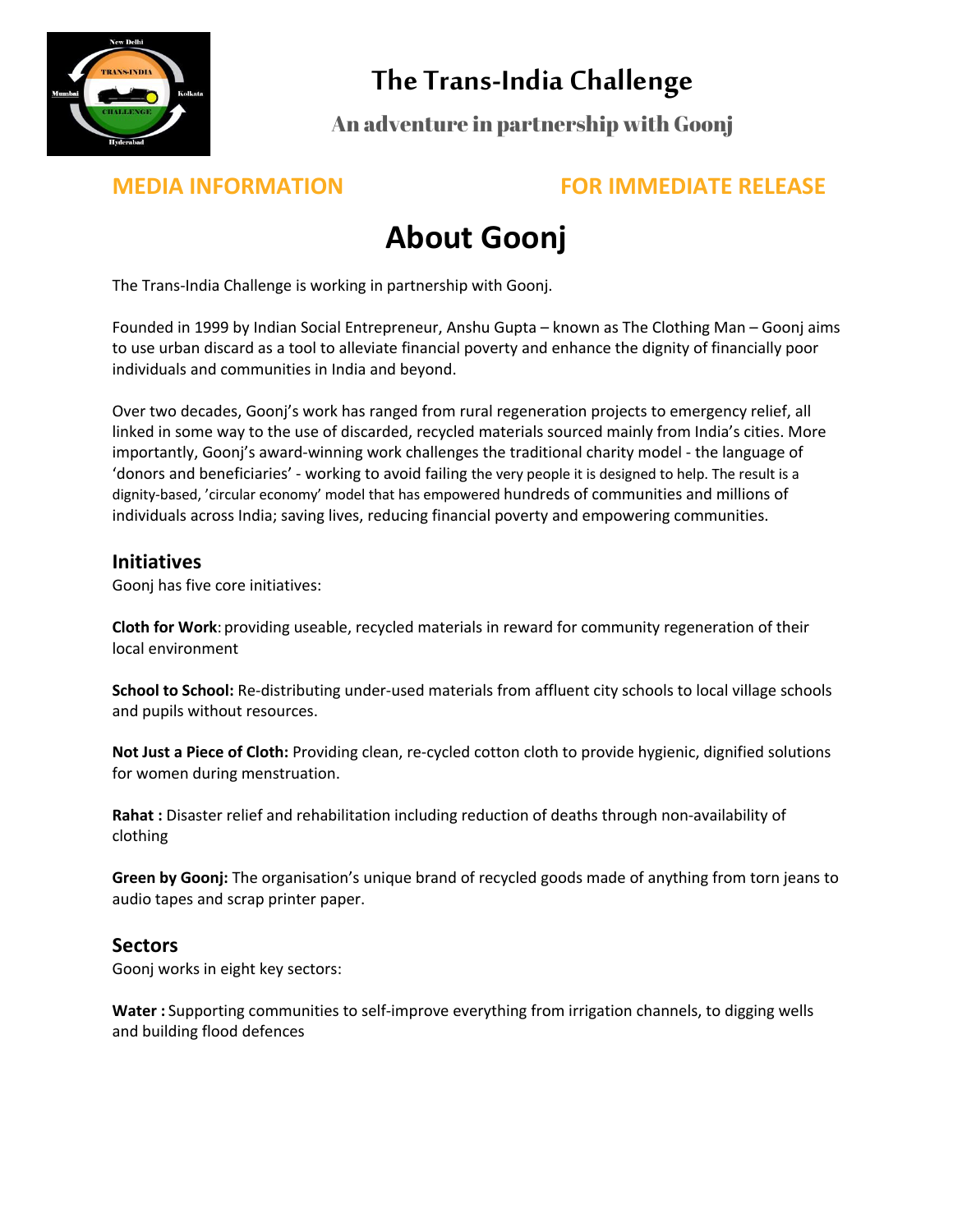# The Trans-India Challenge

### An adventure in partnership with Goonj

**MEDIA INFORMATION** **FOR IMMEDIATE RELEASE**

# About Goonj

The Trans-India Challenge is working in partnership with Goonj.

Founded in 1999 by Indian Social Entrepreneur, Anshu Gupta – known as The Clothing Man – Goonj aims to use urban discard as a tool to alleviate financial poverty and enhance the dignity of financially poor individuals and communities in India and beyond.

Over two decades, Goonj's work has ranged from rural regeneration projects to emergency relief, all linked in some way to the use of discarded, recycled materials sourced mainly from India's cities. More importantly, Goonj's award-winning work challenges the traditional charity model - the language of 'donors and beneficiaries' - working to avoid failing the very people it is designed to help. The result is a dignity-based, 'circular economy' model that has empowered hundreds of communities and millions of individuals across India; saving lives, reducing financial poverty and empowering communities.

## Initiatives

Goonj has five core initiatives:

**Cloth for Work**: providing useable, recycled materials in reward for community regeneration of their local environment

**School to School:** Re-distributing under-used materials from affluent city schools to local village schools and pupils without resources.

**Not Just a Piece of Cloth:** Providing clean, re-cycled cotton cloth to provide hygienic, dignified solutions for women during menstruation.

**Rahat :** Disaster relief and rehabilitation including reduction of deaths through non-availability of clothing

**Green by Goonj:** The organisation's unique brand of recycled goods made of anything from torn jeans to audio tapes and scrap printer paper.

## Sectors

Goonj works in eight key sectors:

**Water :** Supporting communities to self-improve everything from irrigation channels, to digging wells and building flood defences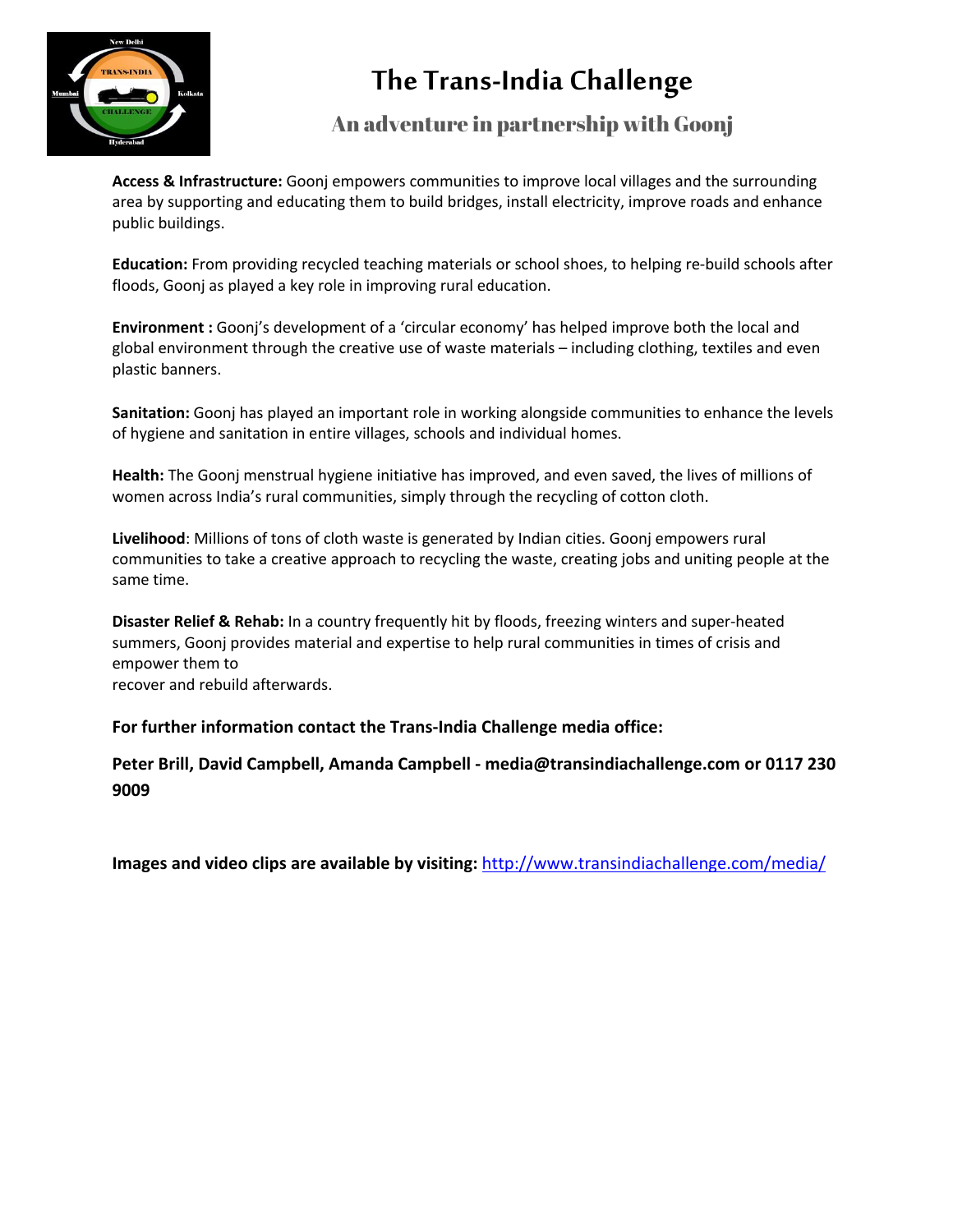# The Trans-India Challenge

## An adventure in partnership with Goonj

**Access & Infrastructure:** Goonj empowers communities to improve local villages and the surrounding area by supporting and educating them to build bridges, install electricity, improve roads and enhance public buildings.

**Education:** From providing recycled teaching materials or school shoes, to helping re-build schools after floods, Goonj as played a key role in improving rural education.

**Environment :** Goonj's development of a 'circular economy' has helped improve both the local and global environment through the creative use of waste materials – including clothing, textiles and even plastic banners.

**Sanitation:** Goonj has played an important role in working alongside communities to enhance the levels of hygiene and sanitation in entire villages, schools and individual homes.

**Health:** The Goonj menstrual hygiene initiative has improved, and even saved, the lives of millions of women across India's rural communities, simply through the recycling of cotton cloth.

**Livelihood**: Millions of tons of cloth waste is generated by Indian cities. Goonj empowers rural communities to take a creative approach to recycling the waste, creating jobs and uniting people at the same time.

**Disaster Relief & Rehab:** In a country frequently hit by floods, freezing winters and super-heated summers, Goonj provides material and expertise to help rural communities in times of crisis and empower them to
recover and rebuild afterwards.

**For further information contact the Trans-India Challenge media office:**

**Peter Brill, David Campbell, Amanda Campbell - media@transindiachallenge.com or 0117 230 9009**

**Images and video clips are available by visiting:** http://www.transindiachallenge.com/media/